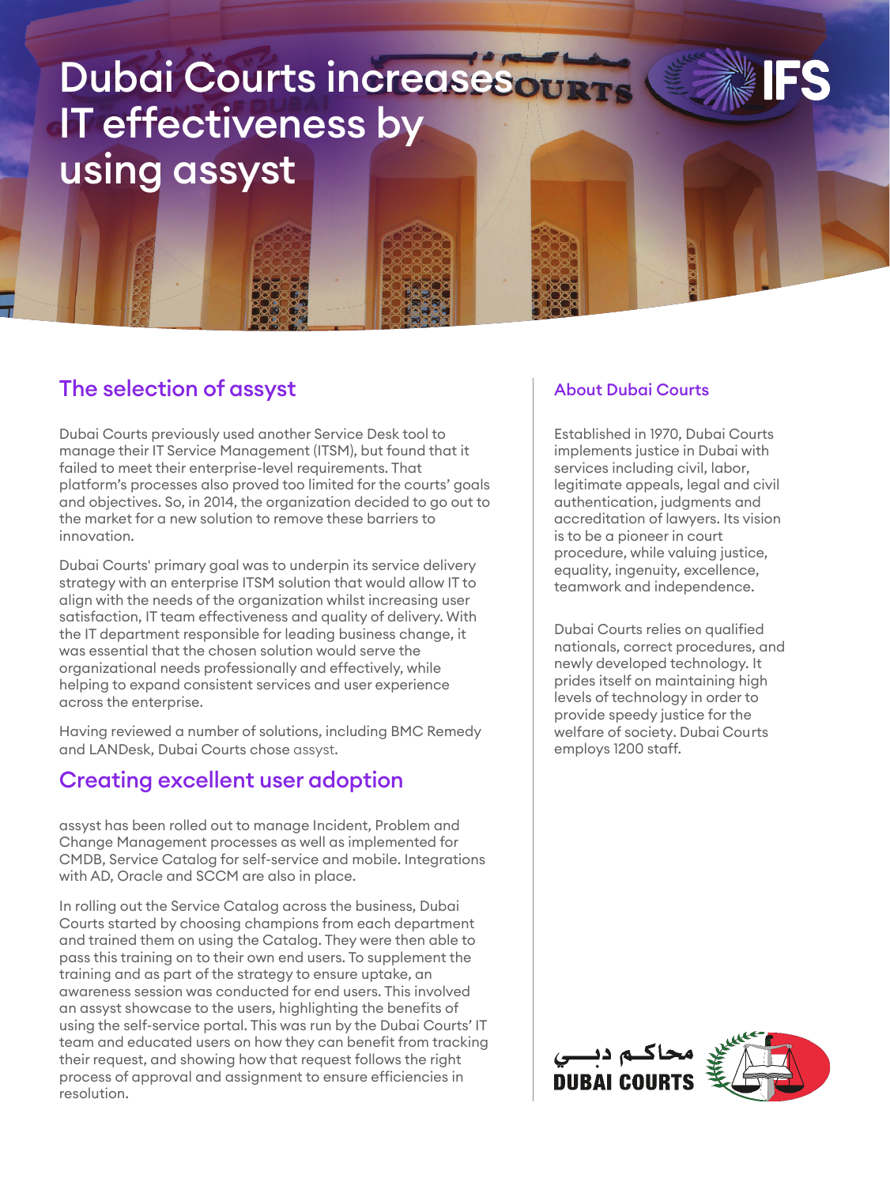# Dubai Courts increases IT effectiveness by using assyst

## The selection of assyst

Dubai Courts previously used another Service Desk tool to manage their IT Service Management (ITSM), but found that it failed to meet their enterprise-level requirements. That platform's processes also proved too limited for the courts' goals and objectives. So, in 2014, the organization decided to go out to the market for a new solution to remove these barriers to innovation.

Dubai Courts' primary goal was to underpin its service delivery strategy with an enterprise ITSM solution that would allow IT to align with the needs of the organization whilst increasing user satisfaction, IT team effectiveness and quality of delivery. With the IT department responsible for leading business change, it was essential that the chosen solution would serve the organizational needs professionally and effectively, while helping to expand consistent services and user experience across the enterprise.

Having reviewed a number of solutions, including BMC Remedy and LANDesk, Dubai Courts chose assyst.

## Creating excellent user adoption

assyst has been rolled out to manage Incident, Problem and Change Management processes as well as implemented for CMDB, Service Catalog for self-service and mobile. Integrations with AD, Oracle and SCCM are also in place.

In rolling out the Service Catalog across the business, Dubai Courts started by choosing champions from each department and trained them on using the Catalog. They were then able to pass this training on to their own end users. To supplement the training and as part of the strategy to ensure uptake, an awareness session was conducted for end users. This involved an assyst showcase to the users, highlighting the benefits of using the self-service portal. This was run by the Dubai Courts' IT team and educated users on how they can benefit from tracking their request, and showing how that request follows the right process of approval and assignment to ensure efficiencies in resolution.

### About Dubai Courts

Established in 1970, Dubai Courts implements justice in Dubai with services including civil, labor, legitimate appeals, legal and civil authentication, judgments and accreditation of lawyers. Its vision is to be a pioneer in court procedure, while valuing justice, equality, ingenuity, excellence, teamwork and independence.

Dubai Courts relies on qualified nationals, correct procedures, and newly developed technology. It prides itself on maintaining high levels of technology in order to provide speedy justice for the welfare of society. Dubai Courts employs 1200 staff.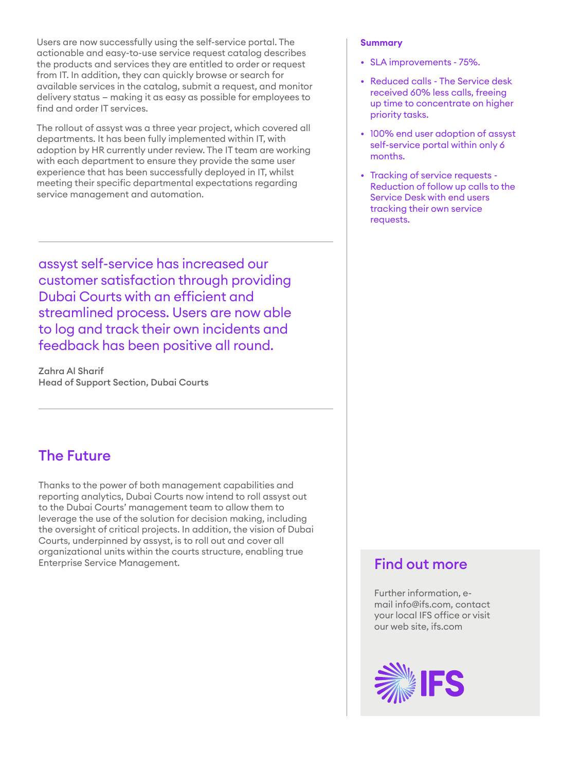Users are now successfully using the self-service portal. The actionable and easy-to-use service request catalog describes the products and services they are entitled to order or request from IT. In addition, they can quickly browse or search for available services in the catalog, submit a request, and monitor delivery status – making it as easy as possible for employees to find and order IT services.

The rollout of assyst was a three year project, which covered all departments. It has been fully implemented within IT, with adoption by HR currently under review. The IT team are working with each department to ensure they provide the same user experience that has been successfully deployed in IT, whilst meeting their specific departmental expectations regarding service management and automation.

> assyst self-service has increased our customer satisfaction through providing Dubai Courts with an efficient and streamlined process. Users are now able to log and track their own incidents and feedback has been positive all round.

**Zahra Al Sharif**
**Head of Support Section, Dubai Courts**

## The Future

Thanks to the power of both management capabilities and reporting analytics, Dubai Courts now intend to roll assyst out to the Dubai Courts' management team to allow them to leverage the use of the solution for decision making, including the oversight of critical projects. In addition, the vision of Dubai Courts, underpinned by assyst, is to roll out and cover all organizational units within the courts structure, enabling true Enterprise Service Management.

**Summary**

- SLA improvements - 75%.
- Reduced calls - The Service desk received 60% less calls, freeing up time to concentrate on higher priority tasks.
- 100% end user adoption of assyst self-service portal within only 6 months.
- Tracking of service requests - Reduction of follow up calls to the Service Desk with end users tracking their own service requests.

## Find out more

Further information, e-mail info@ifs.com, contact your local IFS office or visit our web site, ifs.com

IFS